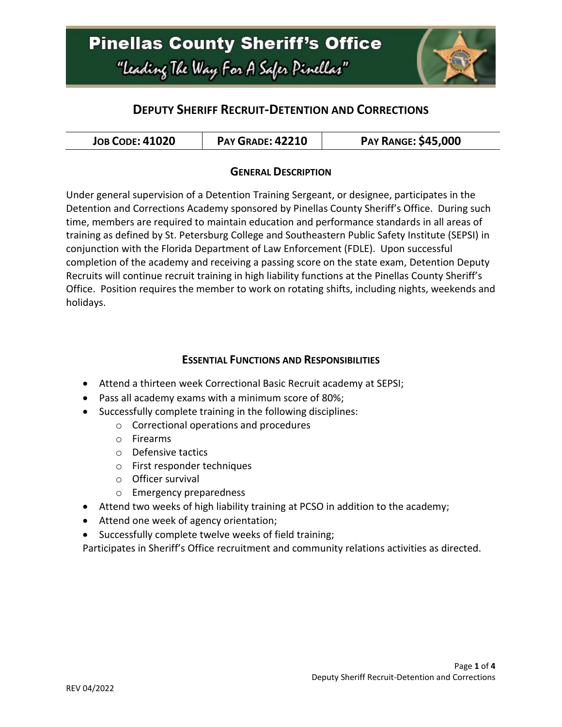# Pinellas County Sheriff's Office

*"Leading The Way For A Safer Pinellas"*

## DEPUTY SHERIFF RECRUIT-DETENTION AND CORRECTIONS

| JOB CODE: 41020 | PAY GRADE: 42210 | PAY RANGE: $45,000 |
|---|---|---|

### GENERAL DESCRIPTION

Under general supervision of a Detention Training Sergeant, or designee, participates in the Detention and Corrections Academy sponsored by Pinellas County Sheriff's Office. During such time, members are required to maintain education and performance standards in all areas of training as defined by St. Petersburg College and Southeastern Public Safety Institute (SEPSI) in conjunction with the Florida Department of Law Enforcement (FDLE). Upon successful completion of the academy and receiving a passing score on the state exam, Detention Deputy Recruits will continue recruit training in high liability functions at the Pinellas County Sheriff's Office. Position requires the member to work on rotating shifts, including nights, weekends and holidays.

### ESSENTIAL FUNCTIONS AND RESPONSIBILITIES

- Attend a thirteen week Correctional Basic Recruit academy at SEPSI;
- Pass all academy exams with a minimum score of 80%;
- Successfully complete training in the following disciplines:
  - Correctional operations and procedures
  - Firearms
  - Defensive tactics
  - First responder techniques
  - Officer survival
  - Emergency preparedness
- Attend two weeks of high liability training at PCSO in addition to the academy;
- Attend one week of agency orientation;
- Successfully complete twelve weeks of field training;

Participates in Sheriff's Office recruitment and community relations activities as directed.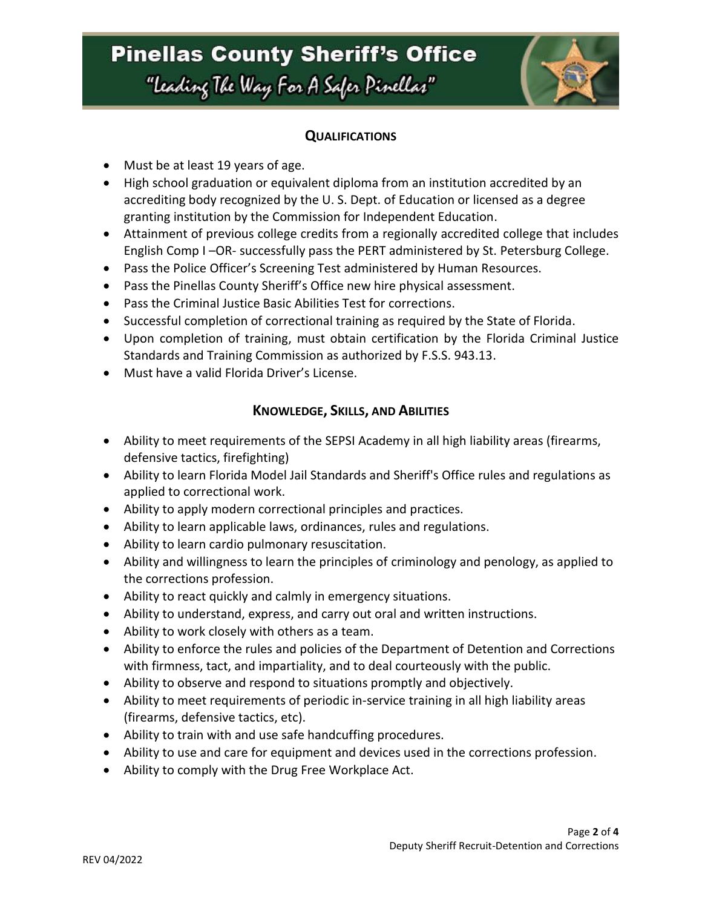## Qualifications

- Must be at least 19 years of age.
- High school graduation or equivalent diploma from an institution accredited by an accrediting body recognized by the U. S. Dept. of Education or licensed as a degree granting institution by the Commission for Independent Education.
- Attainment of previous college credits from a regionally accredited college that includes English Comp I –OR- successfully pass the PERT administered by St. Petersburg College.
- Pass the Police Officer's Screening Test administered by Human Resources.
- Pass the Pinellas County Sheriff's Office new hire physical assessment.
- Pass the Criminal Justice Basic Abilities Test for corrections.
- Successful completion of correctional training as required by the State of Florida.
- Upon completion of training, must obtain certification by the Florida Criminal Justice Standards and Training Commission as authorized by F.S.S. 943.13.
- Must have a valid Florida Driver's License.

## Knowledge, Skills, and Abilities

- Ability to meet requirements of the SEPSI Academy in all high liability areas (firearms, defensive tactics, firefighting)
- Ability to learn Florida Model Jail Standards and Sheriff's Office rules and regulations as applied to correctional work.
- Ability to apply modern correctional principles and practices.
- Ability to learn applicable laws, ordinances, rules and regulations.
- Ability to learn cardio pulmonary resuscitation.
- Ability and willingness to learn the principles of criminology and penology, as applied to the corrections profession.
- Ability to react quickly and calmly in emergency situations.
- Ability to understand, express, and carry out oral and written instructions.
- Ability to work closely with others as a team.
- Ability to enforce the rules and policies of the Department of Detention and Corrections with firmness, tact, and impartiality, and to deal courteously with the public.
- Ability to observe and respond to situations promptly and objectively.
- Ability to meet requirements of periodic in-service training in all high liability areas (firearms, defensive tactics, etc).
- Ability to train with and use safe handcuffing procedures.
- Ability to use and care for equipment and devices used in the corrections profession.
- Ability to comply with the Drug Free Workplace Act.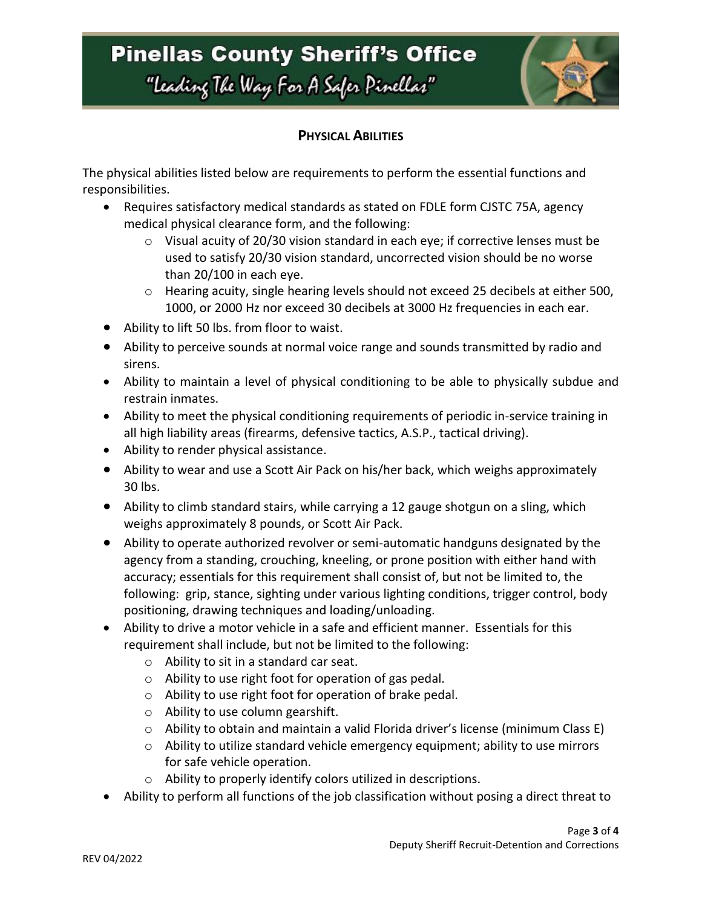## PHYSICAL ABILITIES

The physical abilities listed below are requirements to perform the essential functions and responsibilities.

- Requires satisfactory medical standards as stated on FDLE form CJSTC 75A, agency medical physical clearance form, and the following:
  - Visual acuity of 20/30 vision standard in each eye; if corrective lenses must be used to satisfy 20/30 vision standard, uncorrected vision should be no worse than 20/100 in each eye.
  - Hearing acuity, single hearing levels should not exceed 25 decibels at either 500, 1000, or 2000 Hz nor exceed 30 decibels at 3000 Hz frequencies in each ear.
- Ability to lift 50 lbs. from floor to waist.
- Ability to perceive sounds at normal voice range and sounds transmitted by radio and sirens.
- Ability to maintain a level of physical conditioning to be able to physically subdue and restrain inmates.
- Ability to meet the physical conditioning requirements of periodic in-service training in all high liability areas (firearms, defensive tactics, A.S.P., tactical driving).
- Ability to render physical assistance.
- Ability to wear and use a Scott Air Pack on his/her back, which weighs approximately 30 lbs.
- Ability to climb standard stairs, while carrying a 12 gauge shotgun on a sling, which weighs approximately 8 pounds, or Scott Air Pack.
- Ability to operate authorized revolver or semi-automatic handguns designated by the agency from a standing, crouching, kneeling, or prone position with either hand with accuracy; essentials for this requirement shall consist of, but not be limited to, the following: grip, stance, sighting under various lighting conditions, trigger control, body positioning, drawing techniques and loading/unloading.
- Ability to drive a motor vehicle in a safe and efficient manner. Essentials for this requirement shall include, but not be limited to the following:
  - Ability to sit in a standard car seat.
  - Ability to use right foot for operation of gas pedal.
  - Ability to use right foot for operation of brake pedal.
  - Ability to use column gearshift.
  - Ability to obtain and maintain a valid Florida driver's license (minimum Class E)
  - Ability to utilize standard vehicle emergency equipment; ability to use mirrors for safe vehicle operation.
  - Ability to properly identify colors utilized in descriptions.
- Ability to perform all functions of the job classification without posing a direct threat to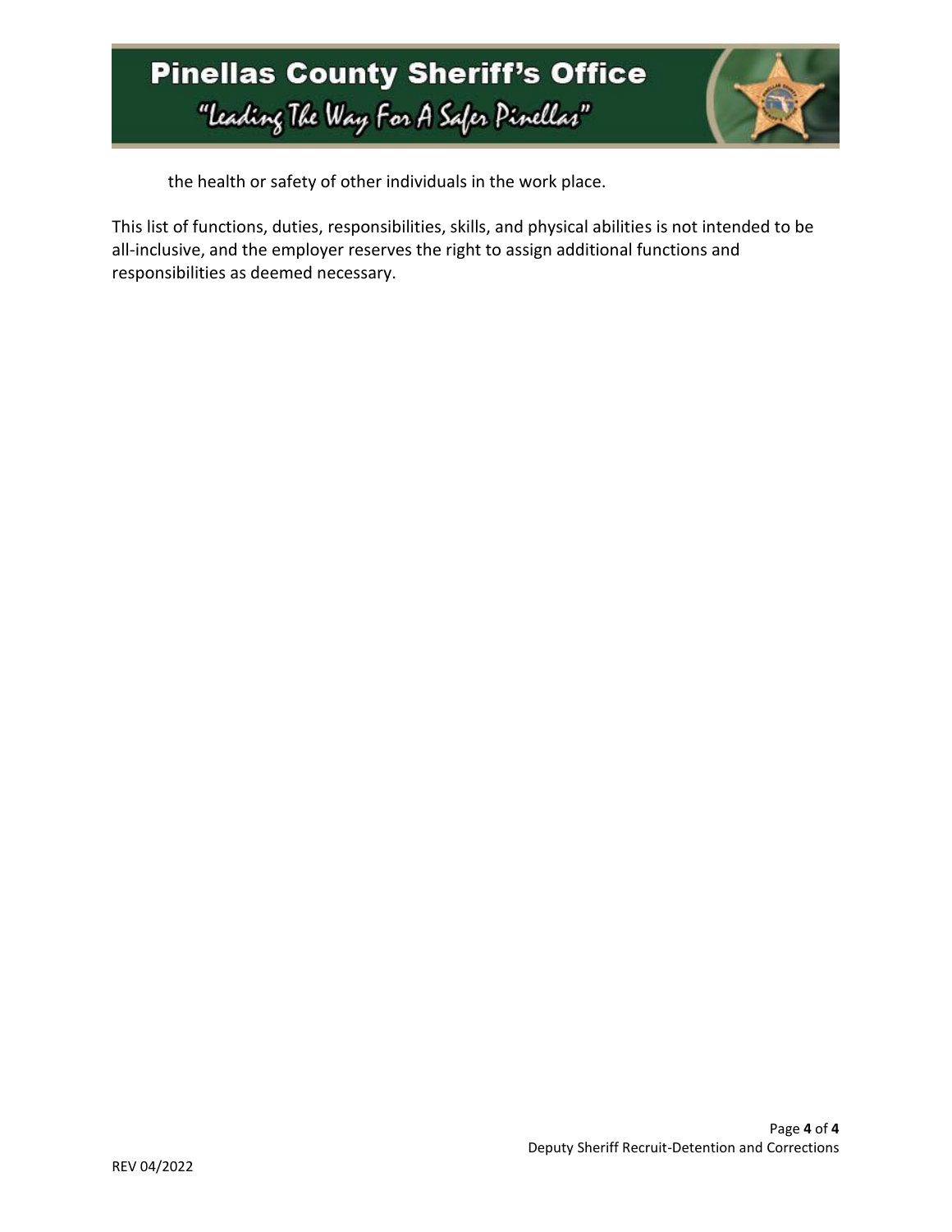the health or safety of other individuals in the work place.

This list of functions, duties, responsibilities, skills, and physical abilities is not intended to be all-inclusive, and the employer reserves the right to assign additional functions and responsibilities as deemed necessary.